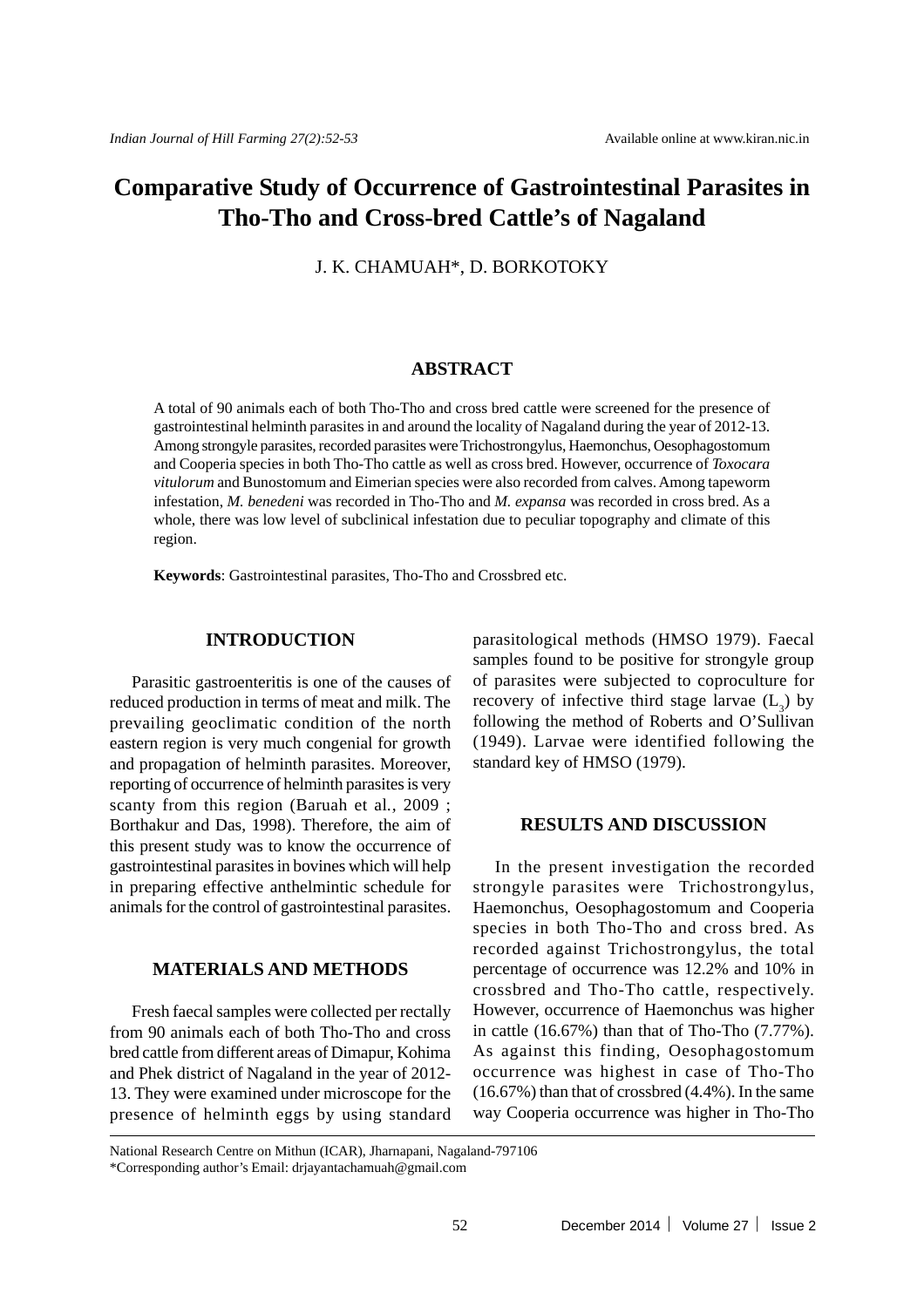# Comparative Study of Occurrence of Gastrointestinal Parasites in Tho-Tho and Cross-bred Cattle's of Nagaland

J. K. CHAMUAH*, D. BORKOTOKY

## ABSTRACT

A total of 90 animals each of both Tho-Tho and cross bred cattle were screened for the presence of gastrointestinal helminth parasites in and around the locality of Nagaland during the year of 2012-13. Among strongyle parasites, recorded parasites were Trichostrongylus, Haemonchus, Oesophagostomum and Cooperia species in both Tho-Tho cattle as well as cross bred. However, occurrence of *Toxocara vitulorum* and Bunostomum and Eimerian species were also recorded from calves. Among tapeworm infestation, *M. benedeni* was recorded in Tho-Tho and *M. expansa* was recorded in cross bred. As a whole, there was low level of subclinical infestation due to peculiar topography and climate of this region.

**Keywords**: Gastrointestinal parasites, Tho-Tho and Crossbred etc.

## INTRODUCTION

Parasitic gastroenteritis is one of the causes of reduced production in terms of meat and milk. The prevailing geoclimatic condition of the north eastern region is very much congenial for growth and propagation of helminth parasites. Moreover, reporting of occurrence of helminth parasites is very scanty from this region (Baruah et al., 2009 ; Borthakur and Das, 1998). Therefore, the aim of this present study was to know the occurrence of gastrointestinal parasites in bovines which will help in preparing effective anthelmintic schedule for animals for the control of gastrointestinal parasites.

## MATERIALS AND METHODS

Fresh faecal samples were collected per rectally from 90 animals each of both Tho-Tho and cross bred cattle from different areas of Dimapur, Kohima and Phek district of Nagaland in the year of 2012-13. They were examined under microscope for the presence of helminth eggs by using standard parasitological methods (HMSO 1979). Faecal samples found to be positive for strongyle group of parasites were subjected to coproculture for recovery of infective third stage larvae ($L_3$) by following the method of Roberts and O'Sullivan (1949). Larvae were identified following the standard key of HMSO (1979).

## RESULTS AND DISCUSSION

In the present investigation the recorded strongyle parasites were Trichostrongylus, Haemonchus, Oesophagostomum and Cooperia species in both Tho-Tho and cross bred. As recorded against Trichostrongylus, the total percentage of occurrence was 12.2% and 10% in crossbred and Tho-Tho cattle, respectively. However, occurrence of Haemonchus was higher in cattle (16.67%) than that of Tho-Tho (7.77%). As against this finding, Oesophagostomum occurrence was highest in case of Tho-Tho (16.67%) than that of crossbred (4.4%). In the same way Cooperia occurrence was higher in Tho-Tho

National Research Centre on Mithun (ICAR), Jharnapani, Nagaland-797106

*Corresponding author's Email: drjayantachamuah@gmail.com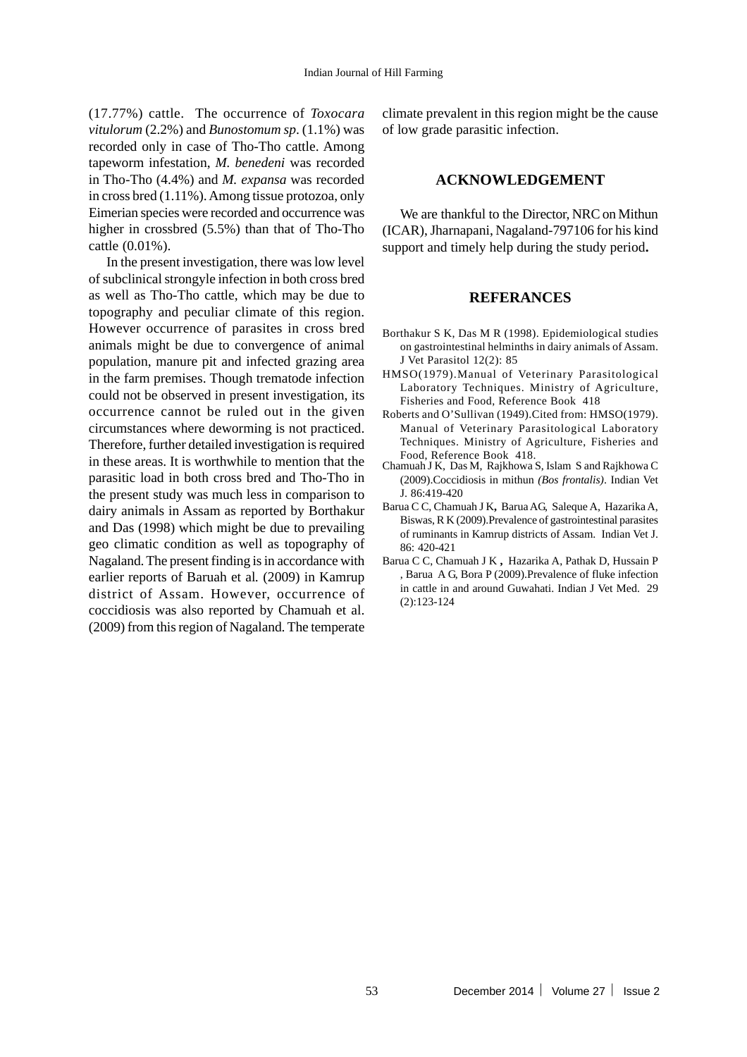(17.77%) cattle. The occurrence of *Toxocara vitulorum* (2.2%) and *Bunostomum sp*. (1.1%) was recorded only in case of Tho-Tho cattle. Among tapeworm infestation, *M. benedeni* was recorded in Tho-Tho (4.4%) and *M. expansa* was recorded in cross bred (1.11%). Among tissue protozoa, only Eimerian species were recorded and occurrence was higher in crossbred (5.5%) than that of Tho-Tho cattle (0.01%).

In the present investigation, there was low level of subclinical strongyle infection in both cross bred as well as Tho-Tho cattle, which may be due to topography and peculiar climate of this region. However occurrence of parasites in cross bred animals might be due to convergence of animal population, manure pit and infected grazing area in the farm premises. Though trematode infection could not be observed in present investigation, its occurrence cannot be ruled out in the given circumstances where deworming is not practiced. Therefore, further detailed investigation is required in these areas. It is worthwhile to mention that the parasitic load in both cross bred and Tho-Tho in the present study was much less in comparison to dairy animals in Assam as reported by Borthakur and Das (1998) which might be due to prevailing geo climatic condition as well as topography of Nagaland. The present finding is in accordance with earlier reports of Baruah et al. (2009) in Kamrup district of Assam. However, occurrence of coccidiosis was also reported by Chamuah et al. (2009) from this region of Nagaland. The temperate climate prevalent in this region might be the cause of low grade parasitic infection.

## ACKNOWLEDGEMENT

We are thankful to the Director, NRC on Mithun (ICAR), Jharnapani, Nagaland-797106 for his kind support and timely help during the study period**.**

## REFERANCES

Borthakur S K, Das M R (1998). Epidemiological studies on gastrointestinal helminths in dairy animals of Assam. J Vet Parasitol 12(2): 85

HMSO(1979).Manual of Veterinary Parasitological Laboratory Techniques. Ministry of Agriculture, Fisheries and Food, Reference Book 418

Roberts and O'Sullivan (1949).Cited from: HMSO(1979). Manual of Veterinary Parasitological Laboratory Techniques. Ministry of Agriculture, Fisheries and Food, Reference Book 418.

Chamuah J K, Das M, Rajkhowa S, Islam S and Rajkhowa C (2009).Coccidiosis in mithun *(Bos frontalis)*. Indian Vet J. 86:419-420

Barua C C, Chamuah J K**,** Barua AG, Saleque A, Hazarika A, Biswas, R K (2009).Prevalence of gastrointestinal parasites of ruminants in Kamrup districts of Assam. Indian Vet J. 86: 420-421

Barua C C, Chamuah J K **,** Hazarika A, Pathak D, Hussain P , Barua A G, Bora P (2009).Prevalence of fluke infection in cattle in and around Guwahati. Indian J Vet Med. 29 (2):123-124